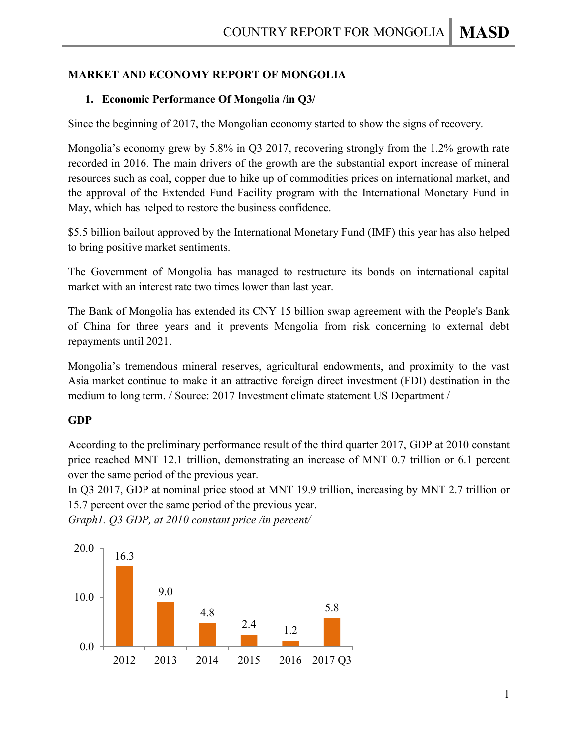# MARKET AND ECONOMY REPORT OF MONGOLIA

## 1. Economic Performance Of Mongolia /in Q3/

Since the beginning of 2017, the Mongolian economy started to show the signs of recovery.

Mongolia's economy grew by 5.8% in Q3 2017, recovering strongly from the 1.2% growth rate recorded in 2016. The main drivers of the growth are the substantial export increase of mineral resources such as coal, copper due to hike up of commodities prices on international market, and the approval of the Extended Fund Facility program with the International Monetary Fund in May, which has helped to restore the business confidence.

$5.5 billion bailout approved by the International Monetary Fund (IMF) this year has also helped to bring positive market sentiments.

The Government of Mongolia has managed to restructure its bonds on international capital market with an interest rate two times lower than last year.

The Bank of Mongolia has extended its CNY 15 billion swap agreement with the People's Bank of China for three years and it prevents Mongolia from risk concerning to external debt repayments until 2021.

Mongolia's tremendous mineral reserves, agricultural endowments, and proximity to the vast Asia market continue to make it an attractive foreign direct investment (FDI) destination in the medium to long term. / Source: 2017 Investment climate statement US Department /

### GDP

According to the preliminary performance result of the third quarter 2017, GDP at 2010 constant price reached MNT 12.1 trillion, demonstrating an increase of MNT 0.7 trillion or 6.1 percent over the same period of the previous year.

In Q3 2017, GDP at nominal price stood at MNT 19.9 trillion, increasing by MNT 2.7 trillion or 15.7 percent over the same period of the previous year.

*Graph1. Q3 GDP, at 2010 constant price /in percent/*

| Year | 2012 | 2013 | 2014 | 2015 | 2016 | 2017 Q3 |
|---|---|---|---|---|---|---|
| GDP growth (%) | 16.3 | 9.0 | 4.8 | 2.4 | 1.2 | 5.8 |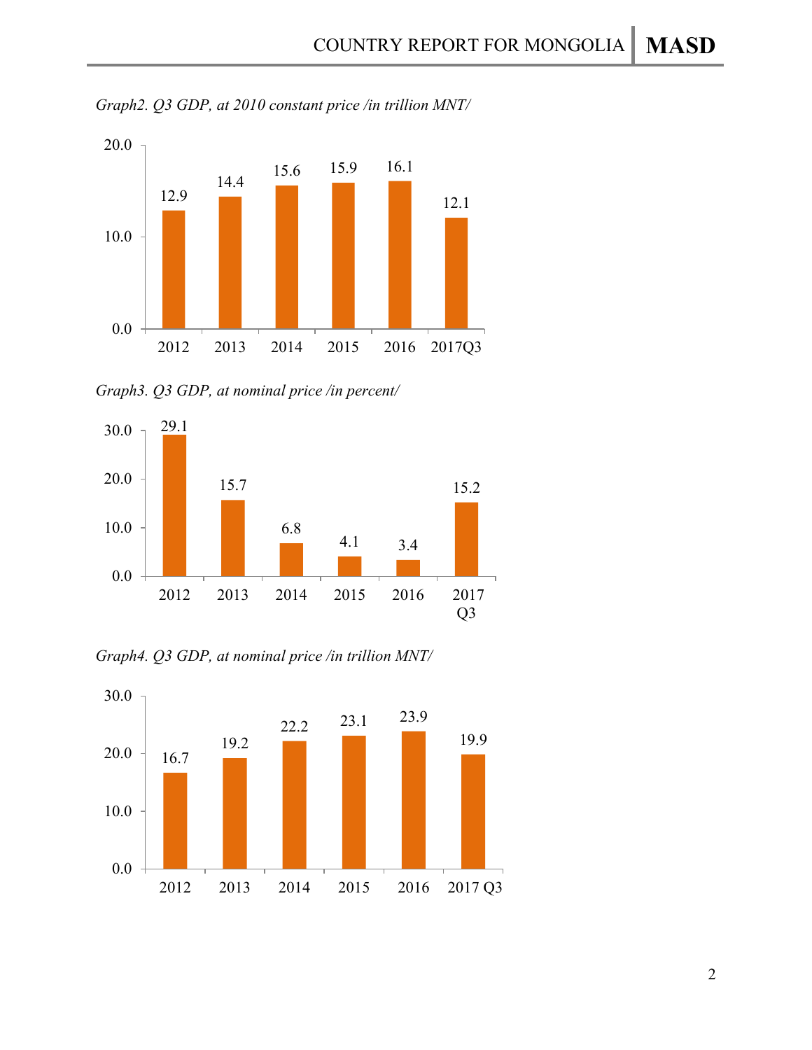*Graph2. Q3 GDP, at 2010 constant price /in trillion MNT/*

| 2012 | 2013 | 2014 | 2015 | 2016 | 2017Q3 |
|---|---|---|---|---|---|
| 12.9 | 14.4 | 15.6 | 15.9 | 16.1 | 12.1 |

*Graph3. Q3 GDP, at nominal price /in percent/*

| 2012 | 2013 | 2014 | 2015 | 2016 | 2017 Q3 |
|---|---|---|---|---|---|
| 29.1 | 15.7 | 6.8 | 4.1 | 3.4 | 15.2 |

*Graph4. Q3 GDP, at nominal price /in trillion MNT/*

| 2012 | 2013 | 2014 | 2015 | 2016 | 2017 Q3 |
|---|---|---|---|---|---|
| 16.7 | 19.2 | 22.2 | 23.1 | 23.9 | 19.9 |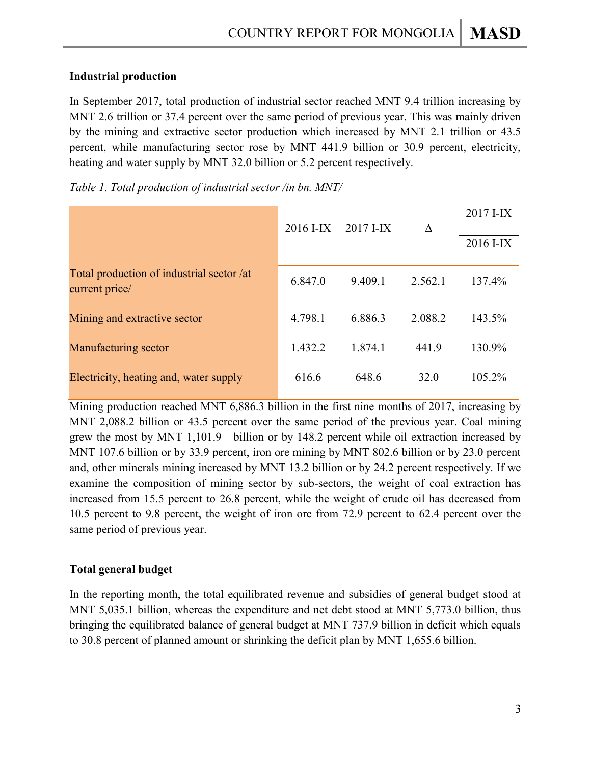**Industrial production**

In September 2017, total production of industrial sector reached MNT 9.4 trillion increasing by MNT 2.6 trillion or 37.4 percent over the same period of previous year. This was mainly driven by the mining and extractive sector production which increased by MNT 2.1 trillion or 43.5 percent, while manufacturing sector rose by MNT 441.9 billion or 30.9 percent, electricity, heating and water supply by MNT 32.0 billion or 5.2 percent respectively.

*Table 1. Total production of industrial sector /in bn. MNT/*

| | 2016 I-IX | 2017 I-IX | Δ | 2017 I-IX / 2016 I-IX |
|---|---|---|---|---|
| Total production of industrial sector /at current price/ | 6.847.0 | 9.409.1 | 2.562.1 | 137.4% |
| Mining and extractive sector | 4.798.1 | 6.886.3 | 2.088.2 | 143.5% |
| Manufacturing sector | 1.432.2 | 1.874.1 | 441.9 | 130.9% |
| Electricity, heating and, water supply | 616.6 | 648.6 | 32.0 | 105.2% |

Mining production reached MNT 6,886.3 billion in the first nine months of 2017, increasing by MNT 2,088.2 billion or 43.5 percent over the same period of the previous year. Coal mining grew the most by MNT 1,101.9 billion or by 148.2 percent while oil extraction increased by MNT 107.6 billion or by 33.9 percent, iron ore mining by MNT 802.6 billion or by 23.0 percent and, other minerals mining increased by MNT 13.2 billion or by 24.2 percent respectively. If we examine the composition of mining sector by sub-sectors, the weight of coal extraction has increased from 15.5 percent to 26.8 percent, while the weight of crude oil has decreased from 10.5 percent to 9.8 percent, the weight of iron ore from 72.9 percent to 62.4 percent over the same period of previous year.

**Total general budget**

In the reporting month, the total equilibrated revenue and subsidies of general budget stood at MNT 5,035.1 billion, whereas the expenditure and net debt stood at MNT 5,773.0 billion, thus bringing the equilibrated balance of general budget at MNT 737.9 billion in deficit which equals to 30.8 percent of planned amount or shrinking the deficit plan by MNT 1,655.6 billion.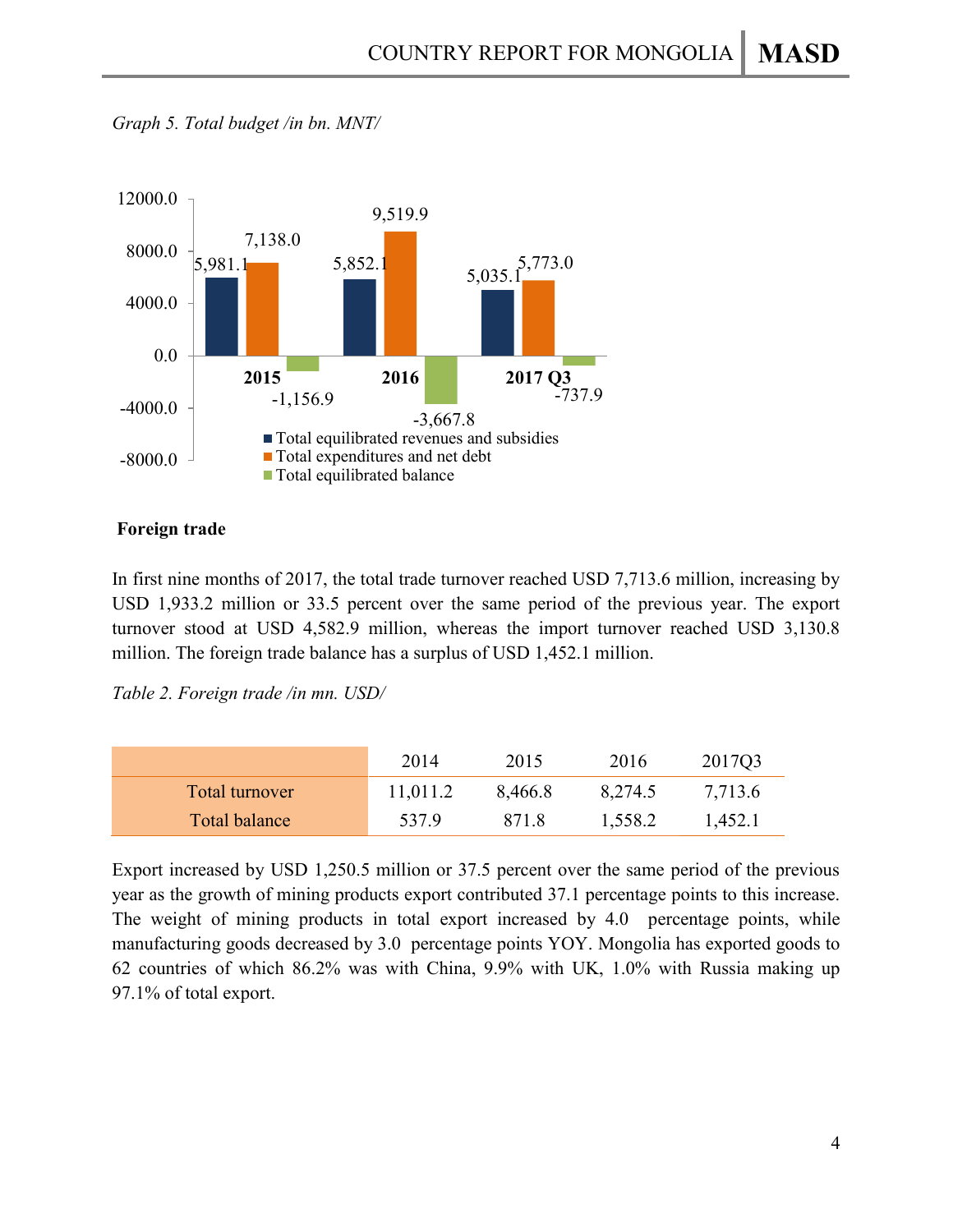*Graph 5. Total budget /in bn. MNT/*

| | 2015 | 2016 | 2017 Q3 |
|---|---|---|---|
| Total equilibrated revenues and subsidies | 5,981.1 | 5,852.1 | 5,035.1 |
| Total expenditures and net debt | 7,138.0 | 9,519.9 | 5,773.0 |
| Total equilibrated balance | -1,156.9 | -3,667.8 | -737.9 |

**Foreign trade**

In first nine months of 2017, the total trade turnover reached USD 7,713.6 million, increasing by USD 1,933.2 million or 33.5 percent over the same period of the previous year. The export turnover stood at USD 4,582.9 million, whereas the import turnover reached USD 3,130.8 million. The foreign trade balance has a surplus of USD 1,452.1 million.

*Table 2. Foreign trade /in mn. USD/*

| | 2014 | 2015 | 2016 | 2017Q3 |
|---|---|---|---|---|
| Total turnover | 11,011.2 | 8,466.8 | 8,274.5 | 7,713.6 |
| Total balance | 537.9 | 871.8 | 1,558.2 | 1,452.1 |

Export increased by USD 1,250.5 million or 37.5 percent over the same period of the previous year as the growth of mining products export contributed 37.1 percentage points to this increase. The weight of mining products in total export increased by 4.0 percentage points, while manufacturing goods decreased by 3.0 percentage points YOY. Mongolia has exported goods to 62 countries of which 86.2% was with China, 9.9% with UK, 1.0% with Russia making up 97.1% of total export.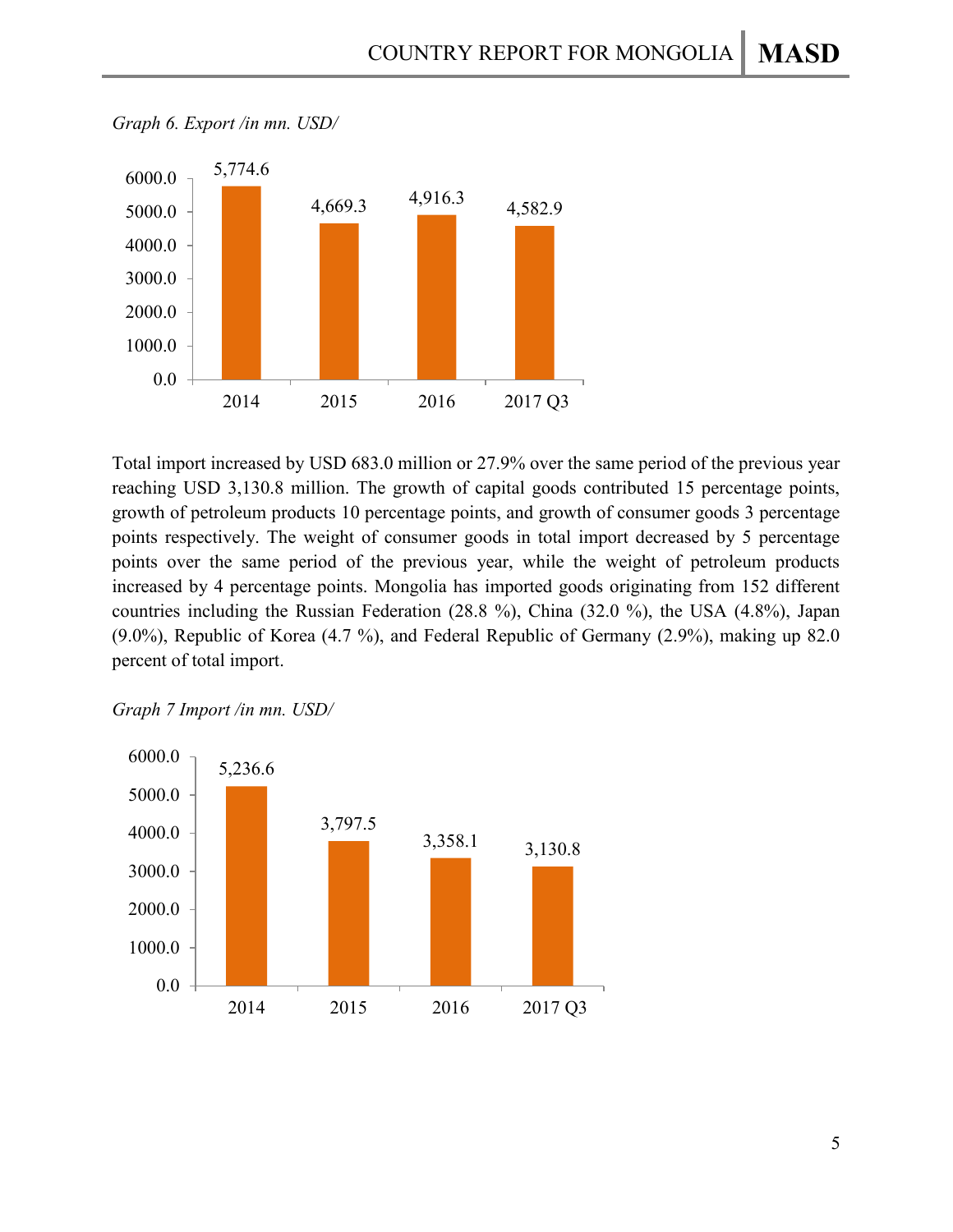*Graph 6. Export /in mn. USD/*

| Year | Export (mn. USD) |
|---|---|
| 2014 | 5,774.6 |
| 2015 | 4,669.3 |
| 2016 | 4,916.3 |
| 2017 Q3 | 4,582.9 |

Total import increased by USD 683.0 million or 27.9% over the same period of the previous year reaching USD 3,130.8 million. The growth of capital goods contributed 15 percentage points, growth of petroleum products 10 percentage points, and growth of consumer goods 3 percentage points respectively. The weight of consumer goods in total import decreased by 5 percentage points over the same period of the previous year, while the weight of petroleum products increased by 4 percentage points. Mongolia has imported goods originating from 152 different countries including the Russian Federation (28.8 %), China (32.0 %), the USA (4.8%), Japan (9.0%), Republic of Korea (4.7 %), and Federal Republic of Germany (2.9%), making up 82.0 percent of total import.

*Graph 7 Import /in mn. USD/*

| Year | Import (mn. USD) |
|---|---|
| 2014 | 5,236.6 |
| 2015 | 3,797.5 |
| 2016 | 3,358.1 |
| 2017 Q3 | 3,130.8 |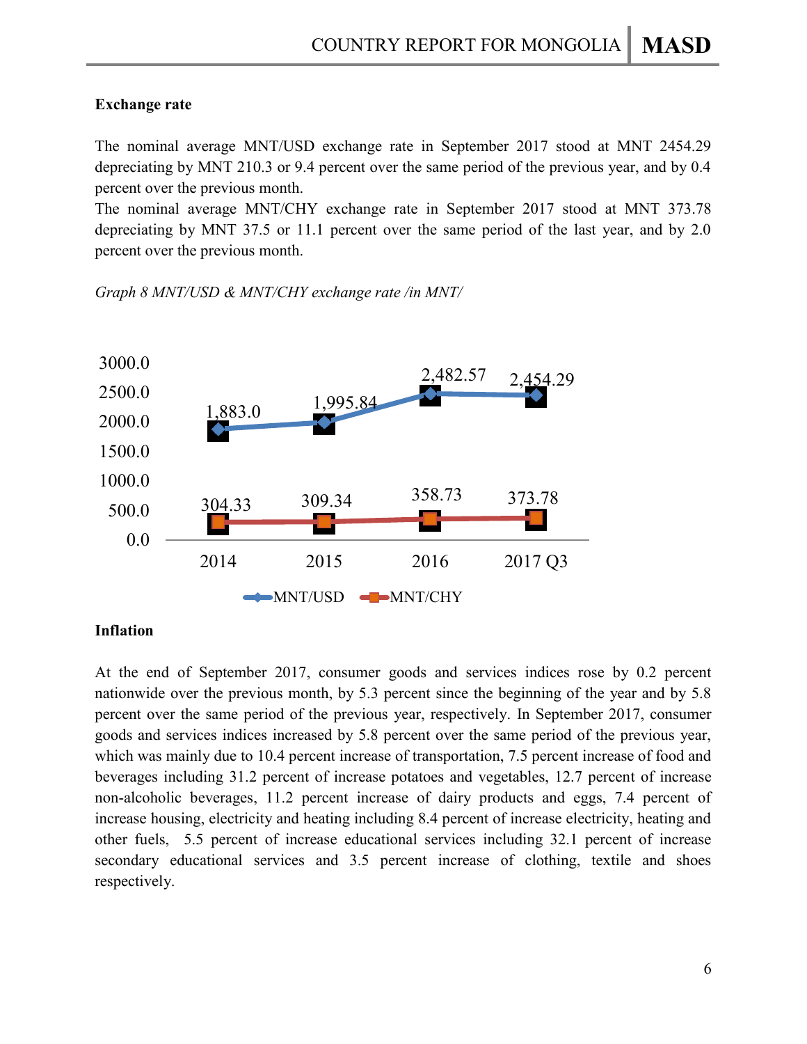**Exchange rate**

The nominal average MNT/USD exchange rate in September 2017 stood at MNT 2454.29 depreciating by MNT 210.3 or 9.4 percent over the same period of the previous year, and by 0.4 percent over the previous month.

The nominal average MNT/CHY exchange rate in September 2017 stood at MNT 373.78 depreciating by MNT 37.5 or 11.1 percent over the same period of the last year, and by 2.0 percent over the previous month.

*Graph 8 MNT/USD & MNT/CHY exchange rate /in MNT/*

| | 2014 | 2015 | 2016 | 2017 Q3 |
|---|---|---|---|---|
| MNT/USD | 1,883.0 | 1,995.84 | 2,482.57 | 2,454.29 |
| MNT/CHY | 304.33 | 309.34 | 358.73 | 373.78 |

**Inflation**

At the end of September 2017, consumer goods and services indices rose by 0.2 percent nationwide over the previous month, by 5.3 percent since the beginning of the year and by 5.8 percent over the same period of the previous year, respectively. In September 2017, consumer goods and services indices increased by 5.8 percent over the same period of the previous year, which was mainly due to 10.4 percent increase of transportation, 7.5 percent increase of food and beverages including 31.2 percent of increase potatoes and vegetables, 12.7 percent of increase non-alcoholic beverages, 11.2 percent increase of dairy products and eggs, 7.4 percent of increase housing, electricity and heating including 8.4 percent of increase electricity, heating and other fuels, 5.5 percent of increase educational services including 32.1 percent of increase secondary educational services and 3.5 percent increase of clothing, textile and shoes respectively.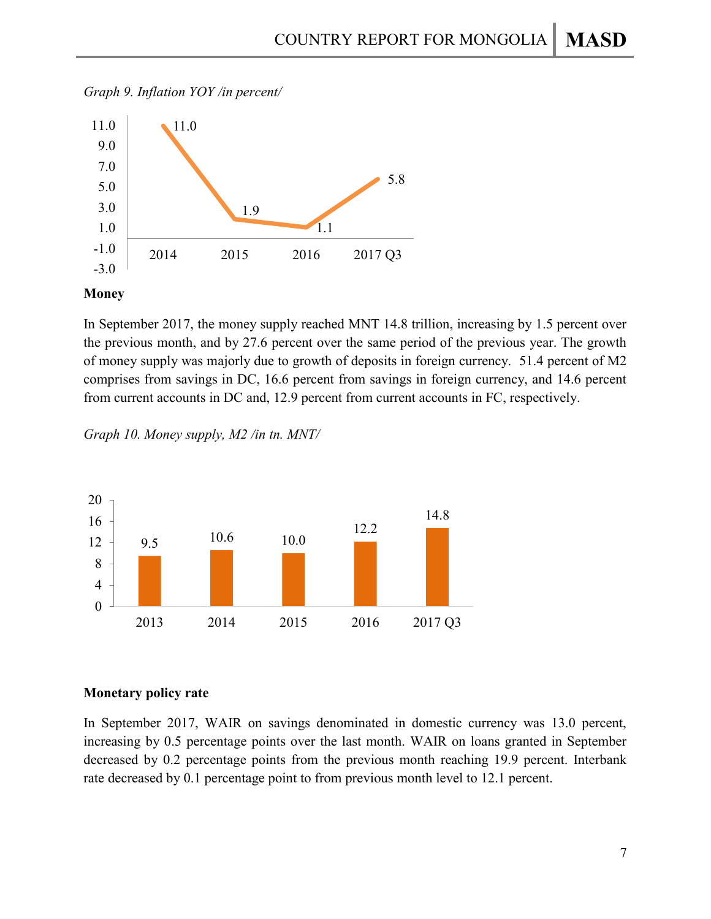*Graph 9. Inflation YOY /in percent/*

| | 2014 | 2015 | 2016 | 2017 Q3 |
|---|---|---|---|---|
| Inflation YOY (%) | 11.0 | 1.9 | 1.1 | 5.8 |

**Money**

In September 2017, the money supply reached MNT 14.8 trillion, increasing by 1.5 percent over the previous month, and by 27.6 percent over the same period of the previous year. The growth of money supply was majorly due to growth of deposits in foreign currency. 51.4 percent of M2 comprises from savings in DC, 16.6 percent from savings in foreign currency, and 14.6 percent from current accounts in DC and, 12.9 percent from current accounts in FC, respectively.

*Graph 10. Money supply, M2 /in tn. MNT/*

| | 2013 | 2014 | 2015 | 2016 | 2017 Q3 |
|---|---|---|---|---|---|
| M2 (tn. MNT) | 9.5 | 10.6 | 10.0 | 12.2 | 14.8 |

**Monetary policy rate**

In September 2017, WAIR on savings denominated in domestic currency was 13.0 percent, increasing by 0.5 percentage points over the last month. WAIR on loans granted in September decreased by 0.2 percentage points from the previous month reaching 19.9 percent. Interbank rate decreased by 0.1 percentage point to from previous month level to 12.1 percent.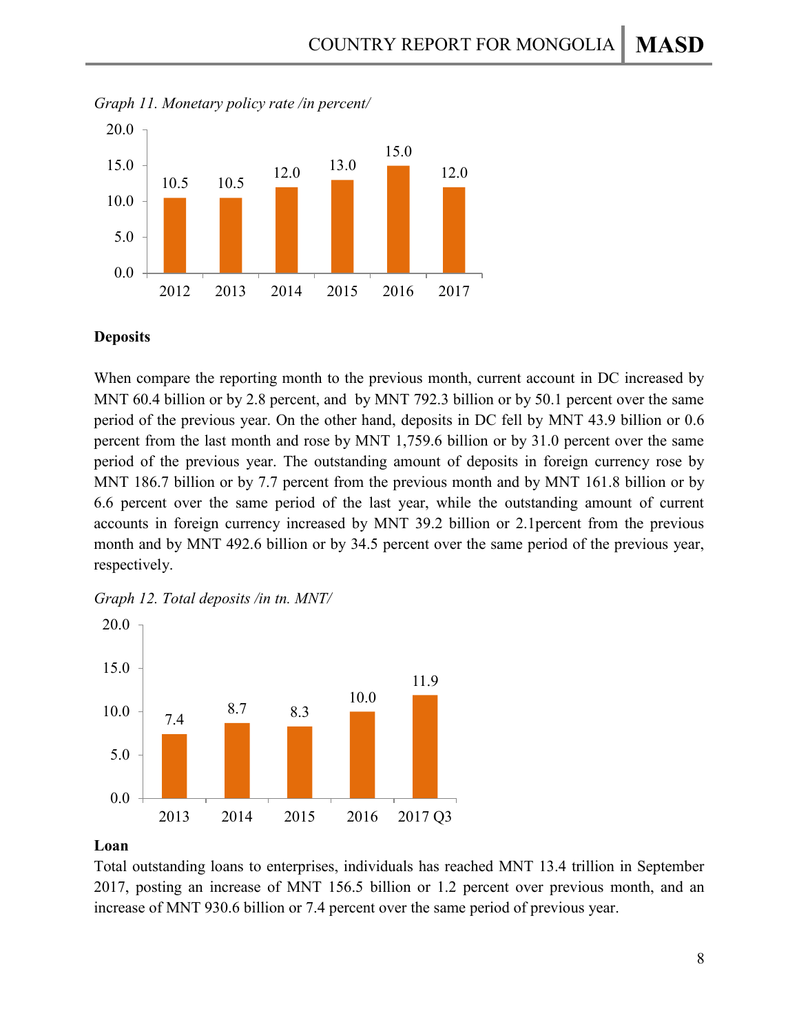*Graph 11. Monetary policy rate /in percent/*

| Year | Rate |
|---|---|
| 2012 | 10.5 |
| 2013 | 10.5 |
| 2014 | 12.0 |
| 2015 | 13.0 |
| 2016 | 15.0 |
| 2017 | 12.0 |

**Deposits**

When compare the reporting month to the previous month, current account in DC increased by MNT 60.4 billion or by 2.8 percent, and by MNT 792.3 billion or by 50.1 percent over the same period of the previous year. On the other hand, deposits in DC fell by MNT 43.9 billion or 0.6 percent from the last month and rose by MNT 1,759.6 billion or by 31.0 percent over the same period of the previous year. The outstanding amount of deposits in foreign currency rose by MNT 186.7 billion or by 7.7 percent from the previous month and by MNT 161.8 billion or by 6.6 percent over the same period of the last year, while the outstanding amount of current accounts in foreign currency increased by MNT 39.2 billion or 2.1percent from the previous month and by MNT 492.6 billion or by 34.5 percent over the same period of the previous year, respectively.

*Graph 12. Total deposits /in tn. MNT/*

| Year | Total deposits |
|---|---|
| 2013 | 7.4 |
| 2014 | 8.7 |
| 2015 | 8.3 |
| 2016 | 10.0 |
| 2017 Q3 | 11.9 |

**Loan**

Total outstanding loans to enterprises, individuals has reached MNT 13.4 trillion in September 2017, posting an increase of MNT 156.5 billion or 1.2 percent over previous month, and an increase of MNT 930.6 billion or 7.4 percent over the same period of previous year.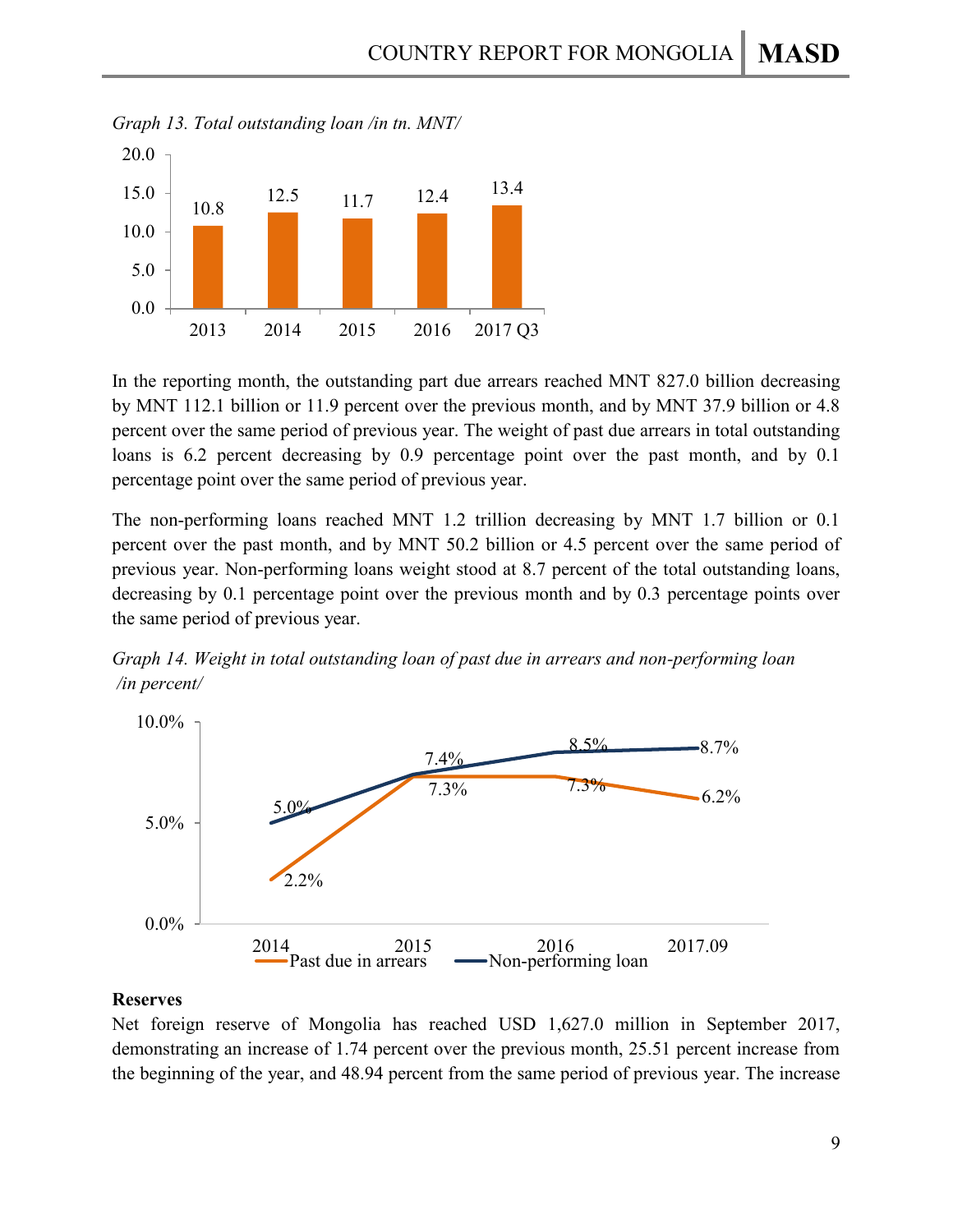*Graph 13. Total outstanding loan /in tn. MNT/*

In the reporting month, the outstanding part due arrears reached MNT 827.0 billion decreasing by MNT 112.1 billion or 11.9 percent over the previous month, and by MNT 37.9 billion or 4.8 percent over the same period of previous year. The weight of past due arrears in total outstanding loans is 6.2 percent decreasing by 0.9 percentage point over the past month, and by 0.1 percentage point over the same period of previous year.

The non-performing loans reached MNT 1.2 trillion decreasing by MNT 1.7 billion or 0.1 percent over the past month, and by MNT 50.2 billion or 4.5 percent over the same period of previous year. Non-performing loans weight stood at 8.7 percent of the total outstanding loans, decreasing by 0.1 percentage point over the previous month and by 0.3 percentage points over the same period of previous year.

*Graph 14. Weight in total outstanding loan of past due in arrears and non-performing loan /in percent/*

**Reserves**

Net foreign reserve of Mongolia has reached USD 1,627.0 million in September 2017, demonstrating an increase of 1.74 percent over the previous month, 25.51 percent increase from the beginning of the year, and 48.94 percent from the same period of previous year. The increase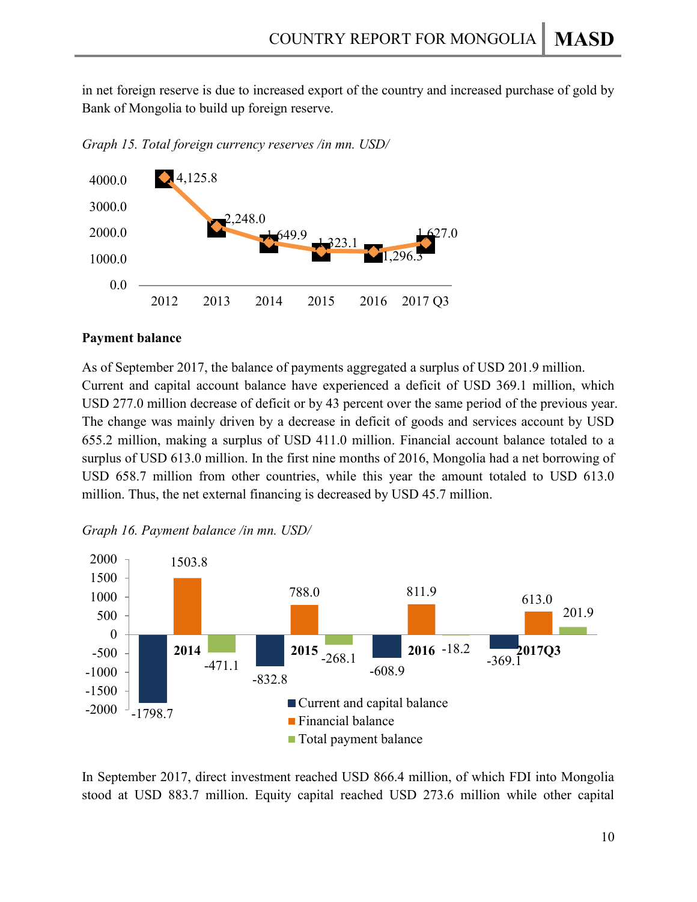in net foreign reserve is due to increased export of the country and increased purchase of gold by Bank of Mongolia to build up foreign reserve.

*Graph 15. Total foreign currency reserves /in mn. USD/*

| Year | Total foreign currency reserves (mn. USD) |
|---|---|
| 2012 | 4,125.8 |
| 2013 | 2,248.0 |
| 2014 | 1,649.9 |
| 2015 | 1,323.1 |
| 2016 | 1,296.3 |
| 2017 Q3 | 1,627.0 |

**Payment balance**

As of September 2017, the balance of payments aggregated a surplus of USD 201.9 million. Current and capital account balance have experienced a deficit of USD 369.1 million, which USD 277.0 million decrease of deficit or by 43 percent over the same period of the previous year. The change was mainly driven by a decrease in deficit of goods and services account by USD 655.2 million, making a surplus of USD 411.0 million. Financial account balance totaled to a surplus of USD 613.0 million. In the first nine months of 2016, Mongolia had a net borrowing of USD 658.7 million from other countries, while this year the amount totaled to USD 613.0 million. Thus, the net external financing is decreased by USD 45.7 million.

*Graph 16. Payment balance /in mn. USD/*

| | Current and capital balance | Financial balance | Total payment balance |
|---|---|---|---|
| 2014 | -1798.7 | 1503.8 | -471.1 |
| 2015 | -832.8 | 788.0 | -268.1 |
| 2016 | -608.9 | 811.9 | -18.2 |
| 2017Q3 | -369.1 | 613.0 | 201.9 |

In September 2017, direct investment reached USD 866.4 million, of which FDI into Mongolia stood at USD 883.7 million. Equity capital reached USD 273.6 million while other capital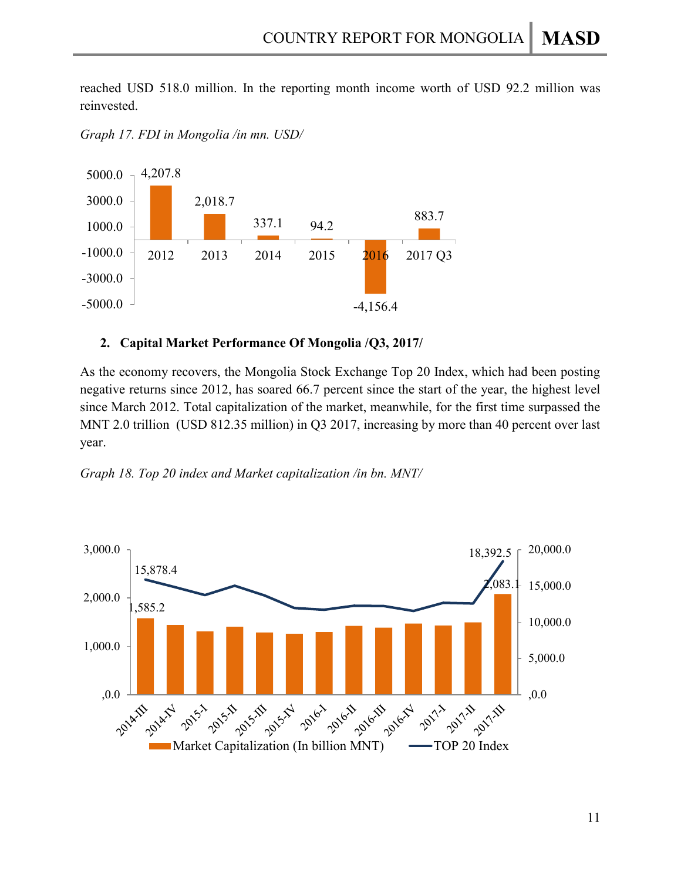reached USD 518.0 million. In the reporting month income worth of USD 92.2 million was reinvested.

*Graph 17. FDI in Mongolia /in mn. USD/*

| Year | FDI (mn. USD) |
|---|---|
| 2012 | 4,207.8 |
| 2013 | 2,018.7 |
| 2014 | 337.1 |
| 2015 | 94.2 |
| 2016 | -4,156.4 |
| 2017 Q3 | 883.7 |

### 2. Capital Market Performance Of Mongolia /Q3, 2017/

As the economy recovers, the Mongolia Stock Exchange Top 20 Index, which had been posting negative returns since 2012, has soared 66.7 percent since the start of the year, the highest level since March 2012. Total capitalization of the market, meanwhile, for the first time surpassed the MNT 2.0 trillion (USD 812.35 million) in Q3 2017, increasing by more than 40 percent over last year.

*Graph 18. Top 20 index and Market capitalization /in bn. MNT/*

| Quarter | Market Capitalization (In billion MNT) | TOP 20 Index |
|---|---|---|
| 2014-III | 1,585.2 | 15,878.4 |
| 2017-III | 2,083.1 | 18,392.5 |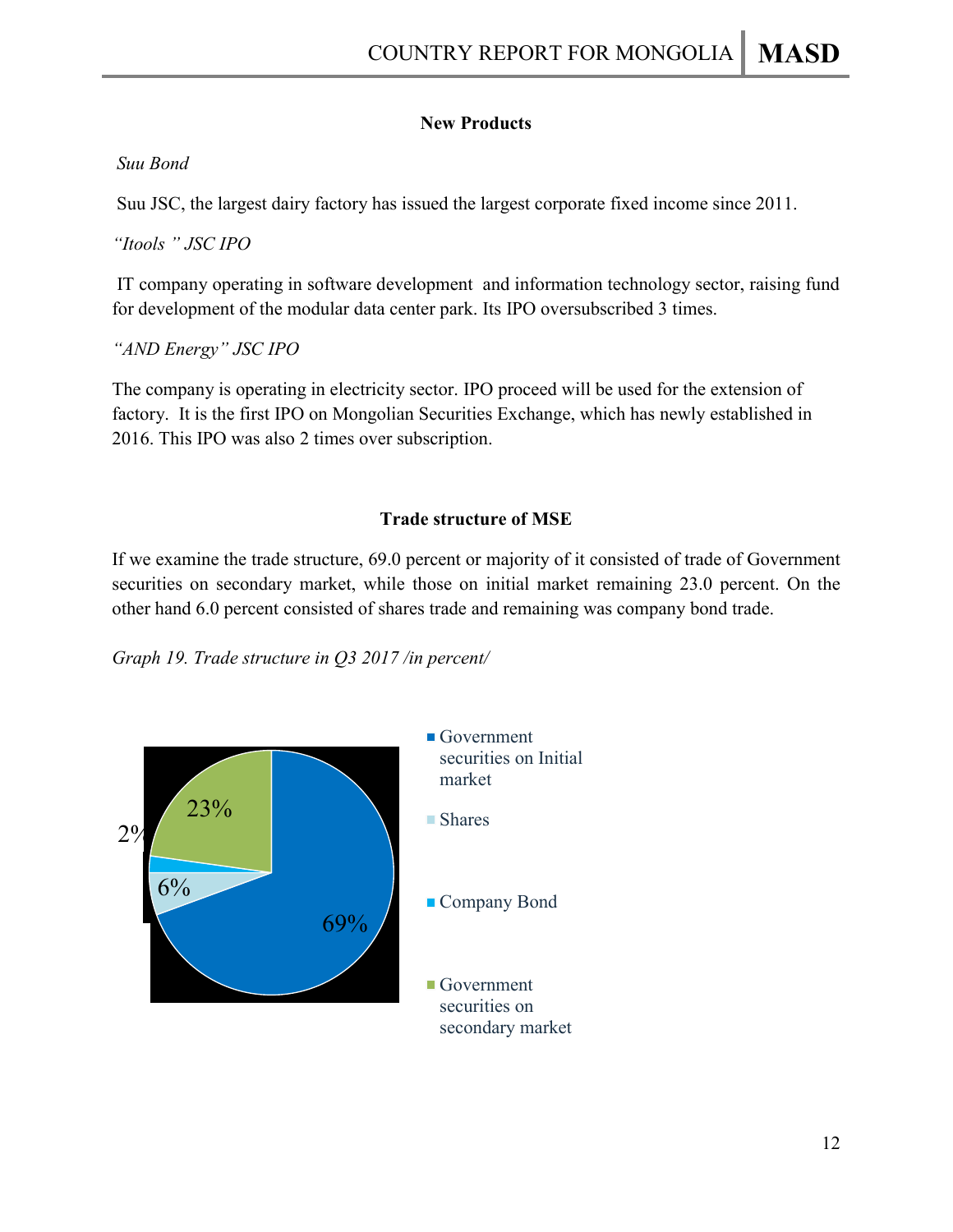### New Products

*Suu Bond*

Suu JSC, the largest dairy factory has issued the largest corporate fixed income since 2011.

*"Itools " JSC IPO*

IT company operating in software development and information technology sector, raising fund for development of the modular data center park. Its IPO oversubscribed 3 times.

*"AND Energy" JSC IPO*

The company is operating in electricity sector. IPO proceed will be used for the extension of factory. It is the first IPO on Mongolian Securities Exchange, which has newly established in 2016. This IPO was also 2 times over subscription.

### Trade structure of MSE

If we examine the trade structure, 69.0 percent or majority of it consisted of trade of Government securities on secondary market, while those on initial market remaining 23.0 percent. On the other hand 6.0 percent consisted of shares trade and remaining was company bond trade.

*Graph 19. Trade structure in Q3 2017 /in percent/*

| Category | Percent |
| --- | --- |
| Government securities on Initial market | 69% |
| Shares | 6% |
| Company Bond | 2% |
| Government securities on secondary market | 23% |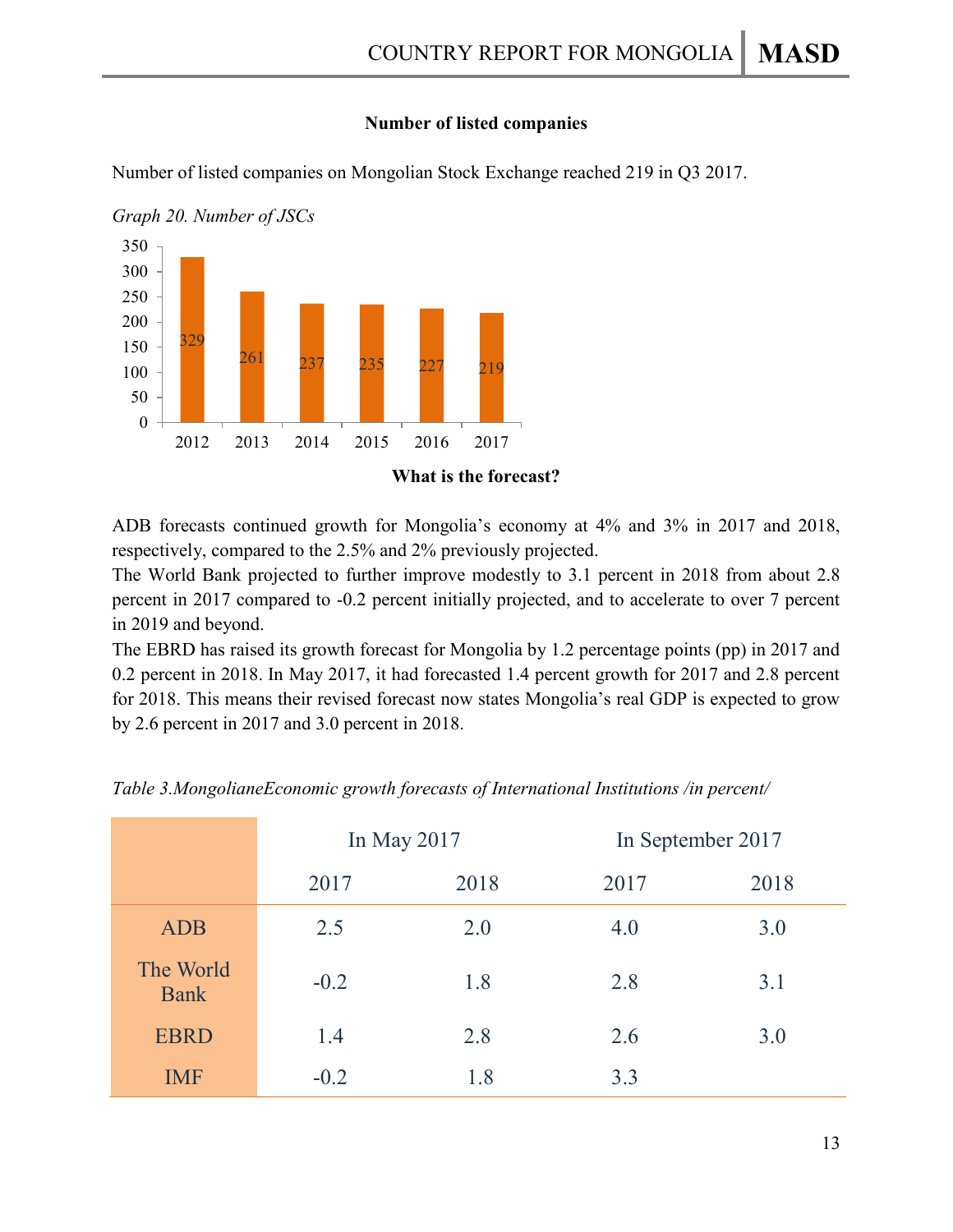**Number of listed companies**

Number of listed companies on Mongolian Stock Exchange reached 219 in Q3 2017.

*Graph 20. Number of JSCs*

| Year | Number of JSCs |
|---|---|
| 2012 | 329 |
| 2013 | 261 |
| 2014 | 237 |
| 2015 | 235 |
| 2016 | 227 |
| 2017 | 219 |

**What is the forecast?**

ADB forecasts continued growth for Mongolia's economy at 4% and 3% in 2017 and 2018, respectively, compared to the 2.5% and 2% previously projected.

The World Bank projected to further improve modestly to 3.1 percent in 2018 from about 2.8 percent in 2017 compared to -0.2 percent initially projected, and to accelerate to over 7 percent in 2019 and beyond.

The EBRD has raised its growth forecast for Mongolia by 1.2 percentage points (pp) in 2017 and 0.2 percent in 2018. In May 2017, it had forecasted 1.4 percent growth for 2017 and 2.8 percent for 2018. This means their revised forecast now states Mongolia's real GDP is expected to grow by 2.6 percent in 2017 and 3.0 percent in 2018.

*Table 3.MongolianeEconomic growth forecasts of International Institutions /in percent/*

| | In May 2017 | | In September 2017 | |
|---|---|---|---|---|
| | 2017 | 2018 | 2017 | 2018 |
| ADB | 2.5 | 2.0 | 4.0 | 3.0 |
| The World Bank | -0.2 | 1.8 | 2.8 | 3.1 |
| EBRD | 1.4 | 2.8 | 2.6 | 3.0 |
| IMF | -0.2 | 1.8 | 3.3 | |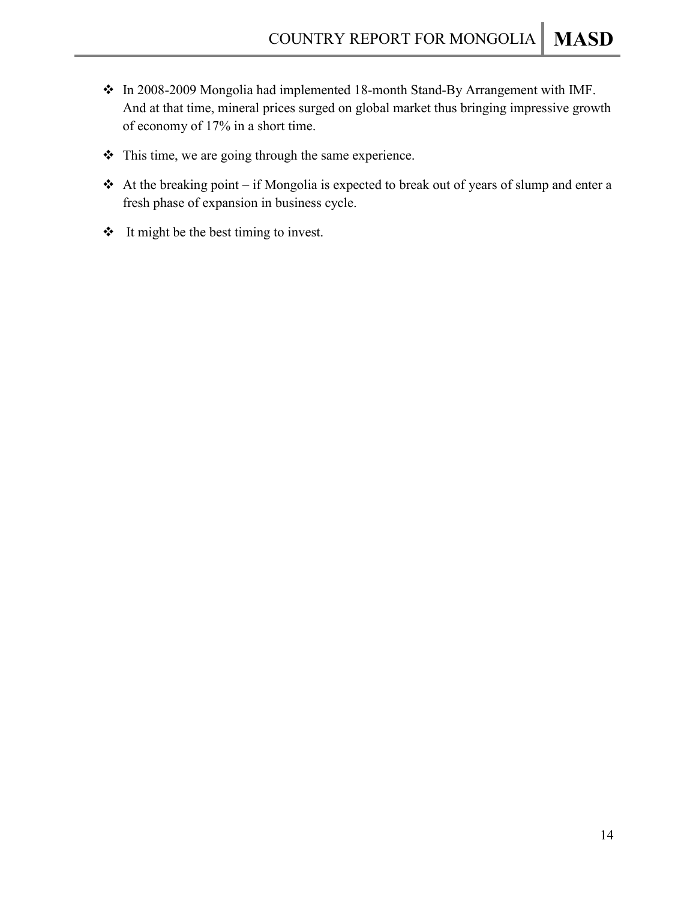- In 2008-2009 Mongolia had implemented 18-month Stand-By Arrangement with IMF. And at that time, mineral prices surged on global market thus bringing impressive growth of economy of 17% in a short time.
- This time, we are going through the same experience.
- At the breaking point – if Mongolia is expected to break out of years of slump and enter a fresh phase of expansion in business cycle.
- It might be the best timing to invest.